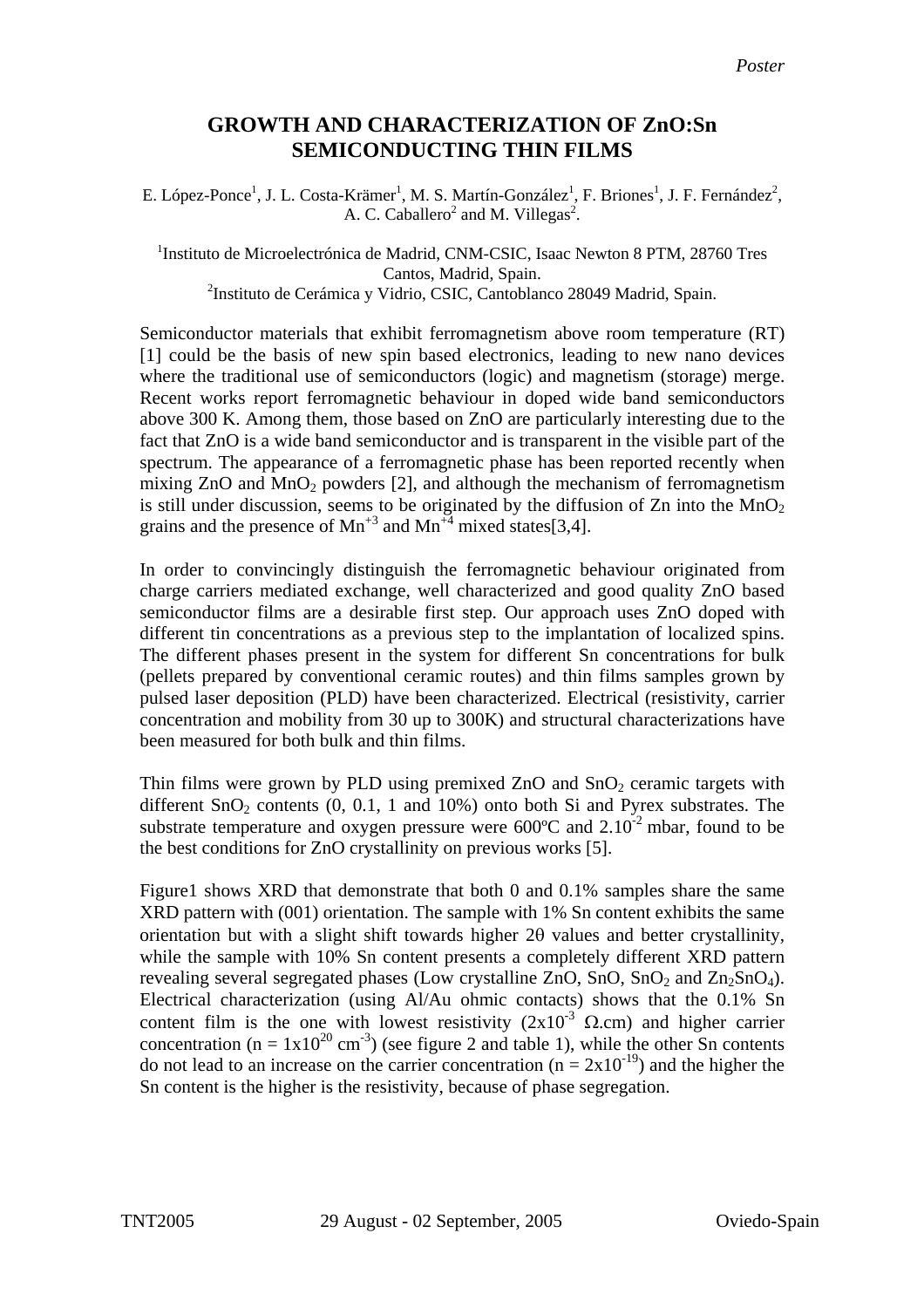*Poster*

# GROWTH AND CHARACTERIZATION OF ZnO:Sn SEMICONDUCTING THIN FILMS

E. López-Ponce[1], J. L. Costa-Krämer[1], M. S. Martín-González[1], F. Briones[1], J. F. Fernández[2], A. C. Caballero[2] and M. Villegas[2].

[1]Instituto de Microelectrónica de Madrid, CNM-CSIC, Isaac Newton 8 PTM, 28760 Tres Cantos, Madrid, Spain.
[2]Instituto de Cerámica y Vidrio, CSIC, Cantoblanco 28049 Madrid, Spain.

Semiconductor materials that exhibit ferromagnetism above room temperature (RT) [1] could be the basis of new spin based electronics, leading to new nano devices where the traditional use of semiconductors (logic) and magnetism (storage) merge. Recent works report ferromagnetic behaviour in doped wide band semiconductors above 300 K. Among them, those based on ZnO are particularly interesting due to the fact that ZnO is a wide band semiconductor and is transparent in the visible part of the spectrum. The appearance of a ferromagnetic phase has been reported recently when mixing ZnO and $MnO_2$ powders [2], and although the mechanism of ferromagnetism is still under discussion, seems to be originated by the diffusion of Zn into the $MnO_2$ grains and the presence of $Mn^{+3}$ and $Mn^{+4}$ mixed states[3,4].

In order to convincingly distinguish the ferromagnetic behaviour originated from charge carriers mediated exchange, well characterized and good quality ZnO based semiconductor films are a desirable first step. Our approach uses ZnO doped with different tin concentrations as a previous step to the implantation of localized spins. The different phases present in the system for different Sn concentrations for bulk (pellets prepared by conventional ceramic routes) and thin films samples grown by pulsed laser deposition (PLD) have been characterized. Electrical (resistivity, carrier concentration and mobility from 30 up to 300K) and structural characterizations have been measured for both bulk and thin films.

Thin films were grown by PLD using premixed ZnO and $SnO_2$ ceramic targets with different $SnO_2$ contents (0, 0.1, 1 and 10%) onto both Si and Pyrex substrates. The substrate temperature and oxygen pressure were 600ºC and $2.10^{-2}$ mbar, found to be the best conditions for ZnO crystallinity on previous works [5].

Figure1 shows XRD that demonstrate that both 0 and 0.1% samples share the same XRD pattern with (001) orientation. The sample with 1% Sn content exhibits the same orientation but with a slight shift towards higher $2\theta$ values and better crystallinity, while the sample with 10% Sn content presents a completely different XRD pattern revealing several segregated phases (Low crystalline ZnO, SnO, $SnO_2$ and $Zn_2SnO_4$). Electrical characterization (using Al/Au ohmic contacts) shows that the 0.1% Sn content film is the one with lowest resistivity ($2x10^{-3}$ $\Omega$.cm) and higher carrier concentration ($n = 1x10^{20}$ $cm^{-3}$) (see figure 2 and table 1), while the other Sn contents do not lead to an increase on the carrier concentration ($n = 2x10^{-19}$) and the higher the Sn content is the higher is the resistivity, because of phase segregation.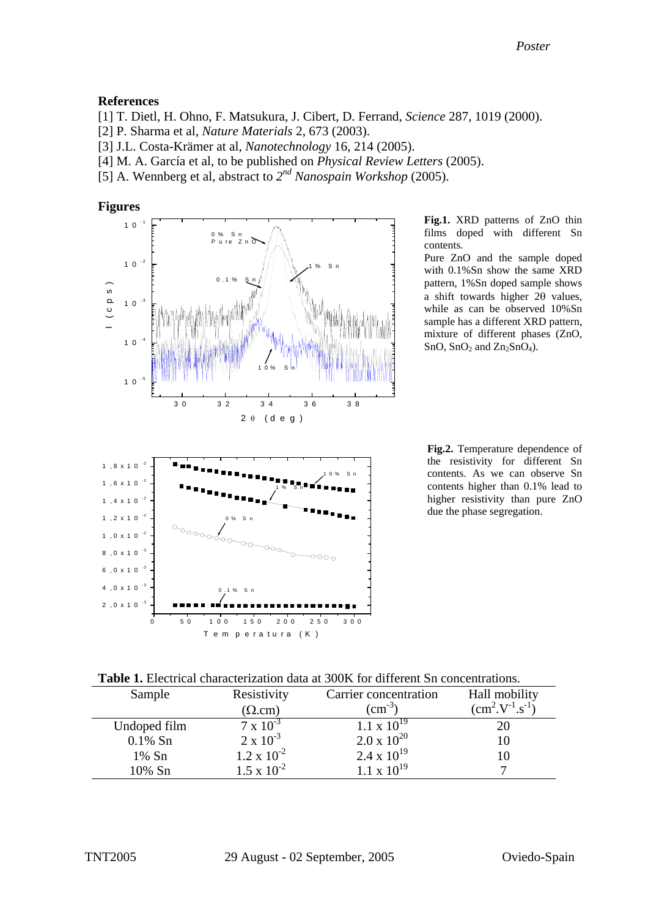## References

[1] T. Dietl, H. Ohno, F. Matsukura, J. Cibert, D. Ferrand, *Science* 287, 1019 (2000).
[2] P. Sharma et al, *Nature Materials* 2, 673 (2003).
[3] J.L. Costa-Krämer at al, *Nanotechnology* 16, 214 (2005).
[4] M. A. García et al, to be published on *Physical Review Letters* (2005).
[5] A. Wennberg et al, abstract to *2nd Nanospain Workshop* (2005).

## Figures

I (cps)
$10^{-1}$
$10^{-2}$
$10^{-3}$
$10^{-4}$
$10^{-5}$
0% Sn Pure ZnO
1% Sn
0.1% Sn
10% Sn
30 32 34 36 38
2θ (deg)

**Fig.1.** XRD patterns of ZnO thin films doped with different Sn contents.
Pure ZnO and the sample doped with 0.1%Sn show the same XRD pattern, 1%Sn doped sample shows a shift towards higher 2θ values, while as can be observed 10%Sn sample has a different XRD pattern, mixture of different phases (ZnO, SnO, $SnO_2$ and $Zn_2SnO_4$).

1,8x10$^{-2}$
1,6x10$^{-2}$
1,4x10$^{-2}$
1,2x10$^{-2}$
1,0x10$^{-2}$
8,0x10$^{-3}$
6,0x10$^{-3}$
4,0x10$^{-3}$
2,0x10$^{-3}$
10% Sn
1% Sn
0% Sn
0.1% Sn
0 50 100 150 200 250 300
Temperatura (K)

**Fig.2.** Temperature dependence of the resistivity for different Sn contents. As we can observe Sn contents higher than 0.1% lead to higher resistivity than pure ZnO due the phase segregation.

**Table 1.** Electrical characterization data at 300K for different Sn concentrations.

| Sample | Resistivity ($\Omega$.cm) | Carrier concentration ($cm^{-3}$) | Hall mobility ($cm^2.V^{-1}.s^{-1}$) |
|---|---|---|---|
| Undoped film | $7 \times 10^{-3}$ | $1.1 \times 10^{19}$ | 20 |
| 0.1% Sn | $2 \times 10^{-3}$ | $2.0 \times 10^{20}$ | 10 |
| 1% Sn | $1.2 \times 10^{-2}$ | $2.4 \times 10^{19}$ | 10 |
| 10% Sn | $1.5 \times 10^{-2}$ | $1.1 \times 10^{19}$ | 7 |